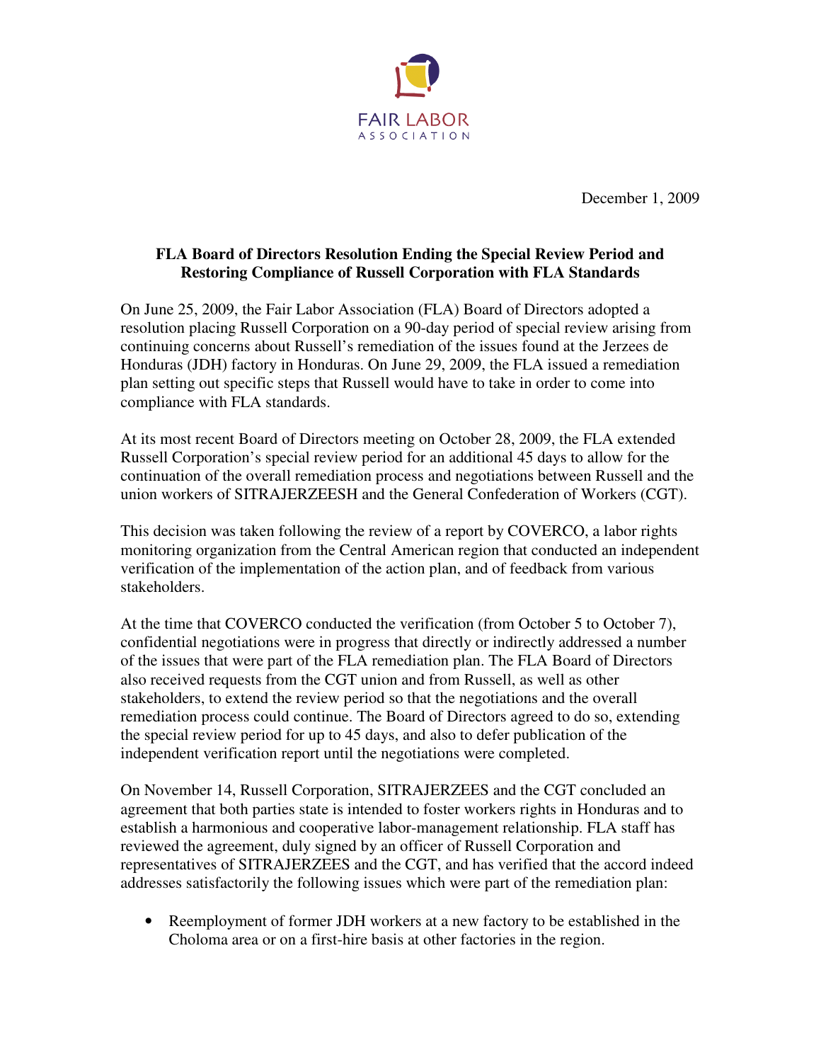FAIR LABOR
ASSOCIATION

December 1, 2009

**FLA Board of Directors Resolution Ending the Special Review Period and Restoring Compliance of Russell Corporation with FLA Standards**

On June 25, 2009, the Fair Labor Association (FLA) Board of Directors adopted a resolution placing Russell Corporation on a 90-day period of special review arising from continuing concerns about Russell's remediation of the issues found at the Jerzees de Honduras (JDH) factory in Honduras. On June 29, 2009, the FLA issued a remediation plan setting out specific steps that Russell would have to take in order to come into compliance with FLA standards.

At its most recent Board of Directors meeting on October 28, 2009, the FLA extended Russell Corporation's special review period for an additional 45 days to allow for the continuation of the overall remediation process and negotiations between Russell and the union workers of SITRAJERZEESH and the General Confederation of Workers (CGT).

This decision was taken following the review of a report by COVERCO, a labor rights monitoring organization from the Central American region that conducted an independent verification of the implementation of the action plan, and of feedback from various stakeholders.

At the time that COVERCO conducted the verification (from October 5 to October 7), confidential negotiations were in progress that directly or indirectly addressed a number of the issues that were part of the FLA remediation plan. The FLA Board of Directors also received requests from the CGT union and from Russell, as well as other stakeholders, to extend the review period so that the negotiations and the overall remediation process could continue. The Board of Directors agreed to do so, extending the special review period for up to 45 days, and also to defer publication of the independent verification report until the negotiations were completed.

On November 14, Russell Corporation, SITRAJERZEES and the CGT concluded an agreement that both parties state is intended to foster workers rights in Honduras and to establish a harmonious and cooperative labor-management relationship. FLA staff has reviewed the agreement, duly signed by an officer of Russell Corporation and representatives of SITRAJERZEES and the CGT, and has verified that the accord indeed addresses satisfactorily the following issues which were part of the remediation plan:

- Reemployment of former JDH workers at a new factory to be established in the Choloma area or on a first-hire basis at other factories in the region.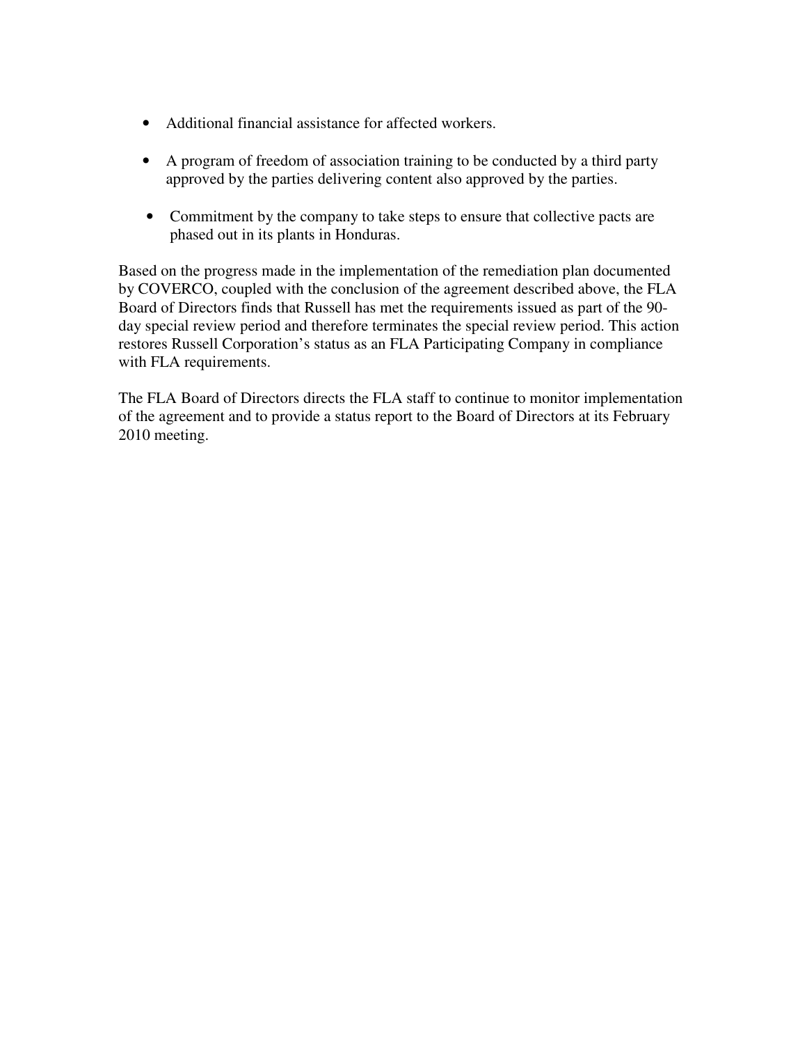- Additional financial assistance for affected workers.

- A program of freedom of association training to be conducted by a third party approved by the parties delivering content also approved by the parties.

- Commitment by the company to take steps to ensure that collective pacts are phased out in its plants in Honduras.

Based on the progress made in the implementation of the remediation plan documented by COVERCO, coupled with the conclusion of the agreement described above, the FLA Board of Directors finds that Russell has met the requirements issued as part of the 90-day special review period and therefore terminates the special review period. This action restores Russell Corporation's status as an FLA Participating Company in compliance with FLA requirements.

The FLA Board of Directors directs the FLA staff to continue to monitor implementation of the agreement and to provide a status report to the Board of Directors at its February 2010 meeting.